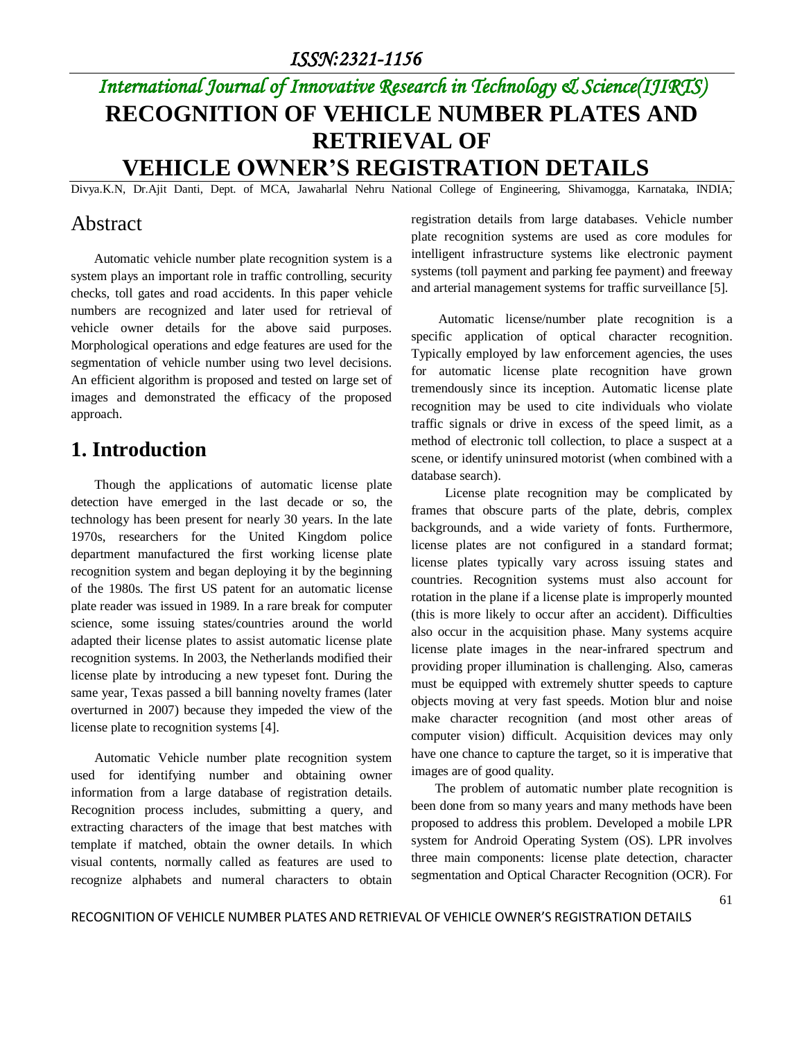# RECOGNITION OF VEHICLE NUMBER PLATES AND RETRIEVAL OF VEHICLE OWNER'S REGISTRATION DETAILS

Divya.K.N, Dr.Ajit Danti, Dept. of MCA, Jawaharlal Nehru National College of Engineering, Shivamogga, Karnataka, INDIA;

## Abstract

Automatic vehicle number plate recognition system is a system plays an important role in traffic controlling, security checks, toll gates and road accidents. In this paper vehicle numbers are recognized and later used for retrieval of vehicle owner details for the above said purposes. Morphological operations and edge features are used for the segmentation of vehicle number using two level decisions. An efficient algorithm is proposed and tested on large set of images and demonstrated the efficacy of the proposed approach.

## 1. Introduction

Though the applications of automatic license plate detection have emerged in the last decade or so, the technology has been present for nearly 30 years. In the late 1970s, researchers for the United Kingdom police department manufactured the first working license plate recognition system and began deploying it by the beginning of the 1980s. The first US patent for an automatic license plate reader was issued in 1989. In a rare break for computer science, some issuing states/countries around the world adapted their license plates to assist automatic license plate recognition systems. In 2003, the Netherlands modified their license plate by introducing a new typeset font. During the same year, Texas passed a bill banning novelty frames (later overturned in 2007) because they impeded the view of the license plate to recognition systems [4].

Automatic Vehicle number plate recognition system used for identifying number and obtaining owner information from a large database of registration details. Recognition process includes, submitting a query, and extracting characters of the image that best matches with template if matched, obtain the owner details. In which visual contents, normally called as features are used to recognize alphabets and numeral characters to obtain registration details from large databases. Vehicle number plate recognition systems are used as core modules for intelligent infrastructure systems like electronic payment systems (toll payment and parking fee payment) and freeway and arterial management systems for traffic surveillance [5].

Automatic license/number plate recognition is a specific application of optical character recognition. Typically employed by law enforcement agencies, the uses for automatic license plate recognition have grown tremendously since its inception. Automatic license plate recognition may be used to cite individuals who violate traffic signals or drive in excess of the speed limit, as a method of electronic toll collection, to place a suspect at a scene, or identify uninsured motorist (when combined with a database search).

License plate recognition may be complicated by frames that obscure parts of the plate, debris, complex backgrounds, and a wide variety of fonts. Furthermore, license plates are not configured in a standard format; license plates typically vary across issuing states and countries. Recognition systems must also account for rotation in the plane if a license plate is improperly mounted (this is more likely to occur after an accident). Difficulties also occur in the acquisition phase. Many systems acquire license plate images in the near-infrared spectrum and providing proper illumination is challenging. Also, cameras must be equipped with extremely shutter speeds to capture objects moving at very fast speeds. Motion blur and noise make character recognition (and most other areas of computer vision) difficult. Acquisition devices may only have one chance to capture the target, so it is imperative that images are of good quality.

The problem of automatic number plate recognition is been done from so many years and many methods have been proposed to address this problem. Developed a mobile LPR system for Android Operating System (OS). LPR involves three main components: license plate detection, character segmentation and Optical Character Recognition (OCR). For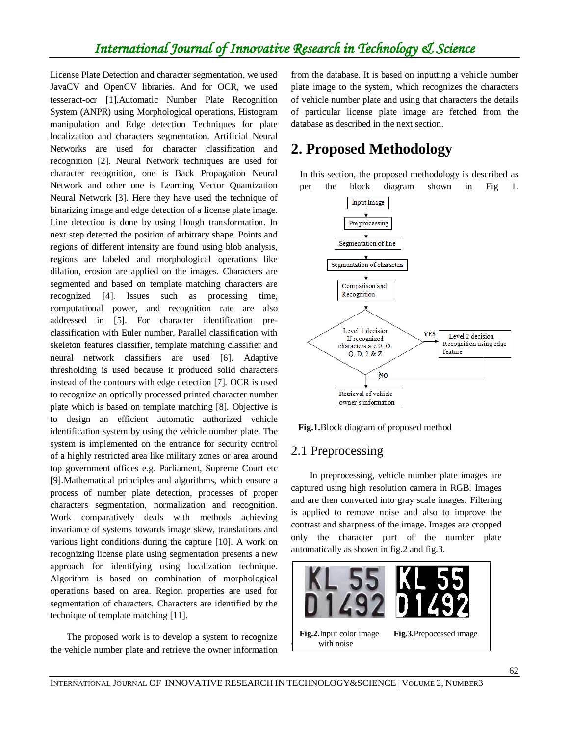License Plate Detection and character segmentation, we used JavaCV and OpenCV libraries. And for OCR, we used tesseract-ocr [1].Automatic Number Plate Recognition System (ANPR) using Morphological operations, Histogram manipulation and Edge detection Techniques for plate localization and characters segmentation. Artificial Neural Networks are used for character classification and recognition [2]. Neural Network techniques are used for character recognition, one is Back Propagation Neural Network and other one is Learning Vector Quantization Neural Network [3]. Here they have used the technique of binarizing image and edge detection of a license plate image. Line detection is done by using Hough transformation. In next step detected the position of arbitrary shape. Points and regions of different intensity are found using blob analysis, regions are labeled and morphological operations like dilation, erosion are applied on the images. Characters are segmented and based on template matching characters are recognized [4]. Issues such as processing time, computational power, and recognition rate are also addressed in [5]. For character identification pre-classification with Euler number, Parallel classification with skeleton features classifier, template matching classifier and neural network classifiers are used [6]. Adaptive thresholding is used because it produced solid characters instead of the contours with edge detection [7]. OCR is used to recognize an optically processed printed character number plate which is based on template matching [8]. Objective is to design an efficient automatic authorized vehicle identification system by using the vehicle number plate. The system is implemented on the entrance for security control of a highly restricted area like military zones or area around top government offices e.g. Parliament, Supreme Court etc [9].Mathematical principles and algorithms, which ensure a process of number plate detection, processes of proper characters segmentation, normalization and recognition. Work comparatively deals with methods achieving invariance of systems towards image skew, translations and various light conditions during the capture [10]. A work on recognizing license plate using segmentation presents a new approach for identifying using localization technique. Algorithm is based on combination of morphological operations based on area. Region properties are used for segmentation of characters. Characters are identified by the technique of template matching [11].

The proposed work is to develop a system to recognize the vehicle number plate and retrieve the owner information from the database. It is based on inputting a vehicle number plate image to the system, which recognizes the characters of vehicle number plate and using that characters the details of particular license plate image are fetched from the database as described in the next section.

## 2. Proposed Methodology

In this section, the proposed methodology is described as per the block diagram shown in Fig 1.

**Fig.1.**Block diagram of proposed method

### 2.1 Preprocessing

In preprocessing, vehicle number plate images are captured using high resolution camera in RGB. Images and are then converted into gray scale images. Filtering is applied to remove noise and also to improve the contrast and sharpness of the image. Images are cropped only the character part of the number plate automatically as shown in fig.2 and fig.3.

**Fig.2.**Input color image with noise

**Fig.3.**Prepocessed image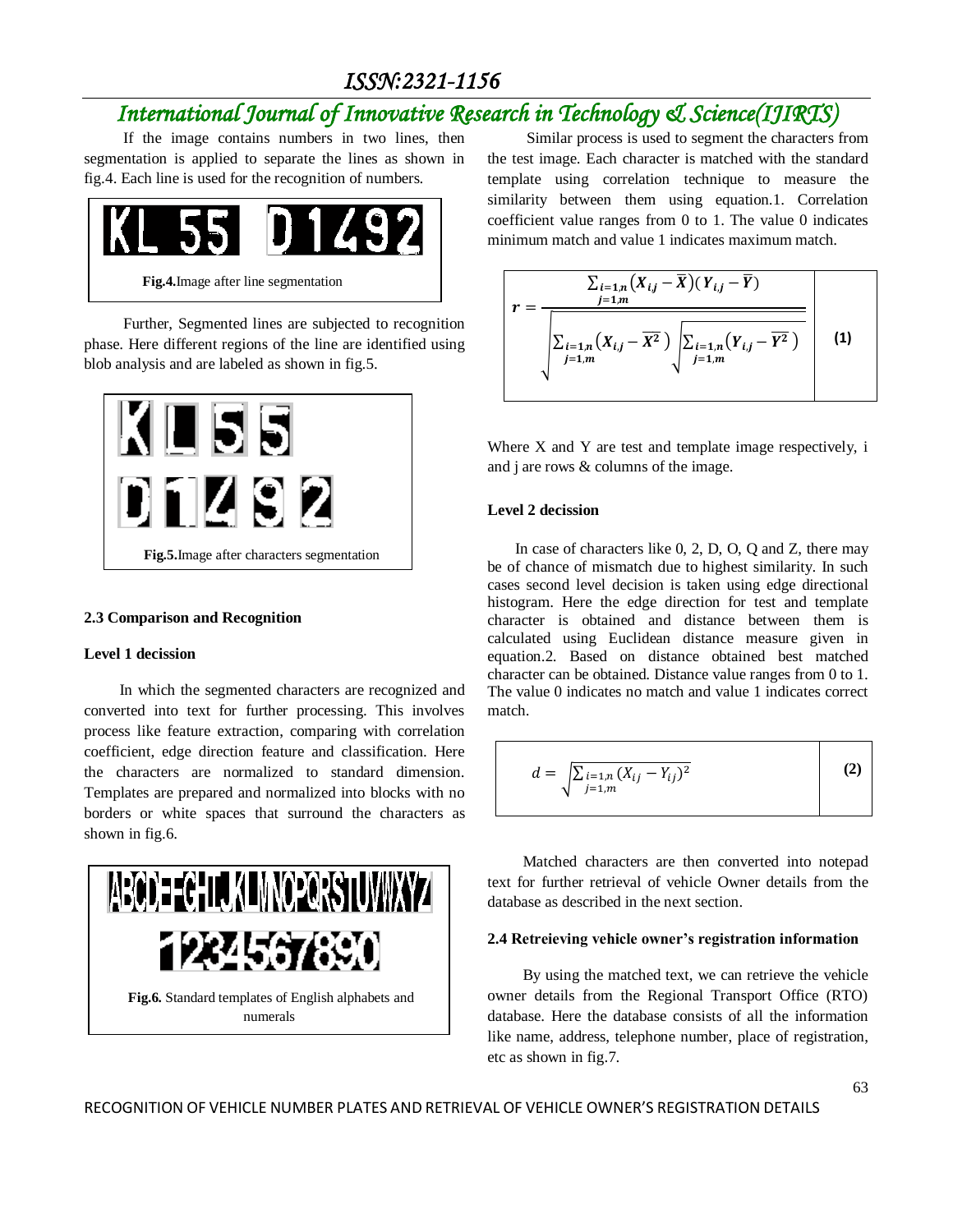If the image contains numbers in two lines, then segmentation is applied to separate the lines as shown in fig.4. Each line is used for the recognition of numbers.

**Fig.4.** Image after line segmentation

Further, Segmented lines are subjected to recognition phase. Here different regions of the line are identified using blob analysis and are labeled as shown in fig.5.

**Fig.5.** Image after characters segmentation

### 2.3 Comparison and Recognition

**Level 1 decission**

In which the segmented characters are recognized and converted into text for further processing. This involves process like feature extraction, comparing with correlation coefficient, edge direction feature and classification. Here the characters are normalized to standard dimension. Templates are prepared and normalized into blocks with no borders or white spaces that surround the characters as shown in fig.6.

**Fig.6.** Standard templates of English alphabets and numerals

Similar process is used to segment the characters from the test image. Each character is matched with the standard template using correlation technique to measure the similarity between them using equation.1. Correlation coefficient value ranges from 0 to 1. The value 0 indicates minimum match and value 1 indicates maximum match.

$$r = \frac{\sum_{\substack{i=1,n \\ j=1,m}} (X_{i,j} - \bar{X})(Y_{i,j} - \bar{Y})}{\sqrt{\sum_{\substack{i=1,n \\ j=1,m}} (X_{i,j} - \bar{X^2}) \sqrt{\sum_{\substack{i=1,n \\ j=1,m}} (Y_{i,j} - \bar{Y^2})}}} \quad (1)$$

Where X and Y are test and template image respectively, i and j are rows & columns of the image.

**Level 2 decission**

In case of characters like 0, 2, D, O, Q and Z, there may be of chance of mismatch due to highest similarity. In such cases second level decision is taken using edge directional histogram. Here the edge direction for test and template character is obtained and distance between them is calculated using Euclidean distance measure given in equation.2. Based on distance obtained best matched character can be obtained. Distance value ranges from 0 to 1. The value 0 indicates no match and value 1 indicates correct match.

$$d = \sqrt{\sum_{\substack{i=1,n \\ j=1,m}} (X_{ij} - Y_{ij})^2} \quad (2)$$

Matched characters are then converted into notepad text for further retrieval of vehicle Owner details from the database as described in the next section.

### 2.4 Retreieving vehicle owner's registration information

By using the matched text, we can retrieve the vehicle owner details from the Regional Transport Office (RTO) database. Here the database consists of all the information like name, address, telephone number, place of registration, etc as shown in fig.7.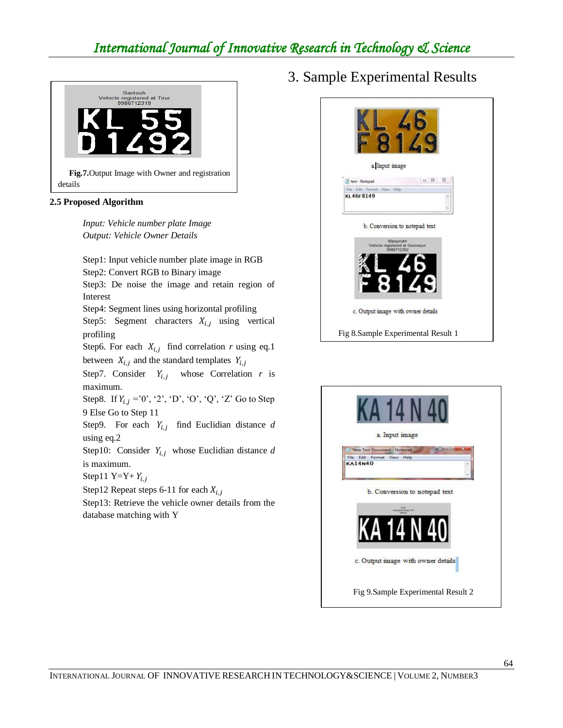Fig.7.Output Image with Owner and registration details

### 2.5 Proposed Algorithm

*Input: Vehicle number plate Image*
*Output: Vehicle Owner Details*

Step1: Input vehicle number plate image in RGB
Step2: Convert RGB to Binary image
Step3: De noise the image and retain region of Interest
Step4: Segment lines using horizontal profiling
Step5: Segment characters $X_{i,j}$ using vertical profiling
Step6. For each $X_{i,j}$ find correlation $r$ using eq.1 between $X_{i,j}$ and the standard templates $Y_{i,j}$
Step7. Consider $Y_{i,j}$ whose Correlation $r$ is maximum.
Step8. If $Y_{i,j}$ ='0', '2', 'D', 'O', 'Q', 'Z' Go to Step 9 Else Go to Step 11
Step9. For each $Y_{i,j}$ find Euclidian distance $d$ using eq.2
Step10: Consider $Y_{i,j}$ whose Euclidian distance $d$ is maximum.
Step11 Y=Y+ $Y_{i,j}$
Step12 Repeat steps 6-11 for each $X_{i,j}$
Step13: Retrieve the vehicle owner details from the database matching with Y

## 3. Sample Experimental Results

a. Input image

b. Conversion to notepad text

c. Output image with owner details

Fig 8.Sample Experimental Result 1

a. Input image

b. Conversion to notepad text

c. Output image with owner details

Fig 9.Sample Experimental Result 2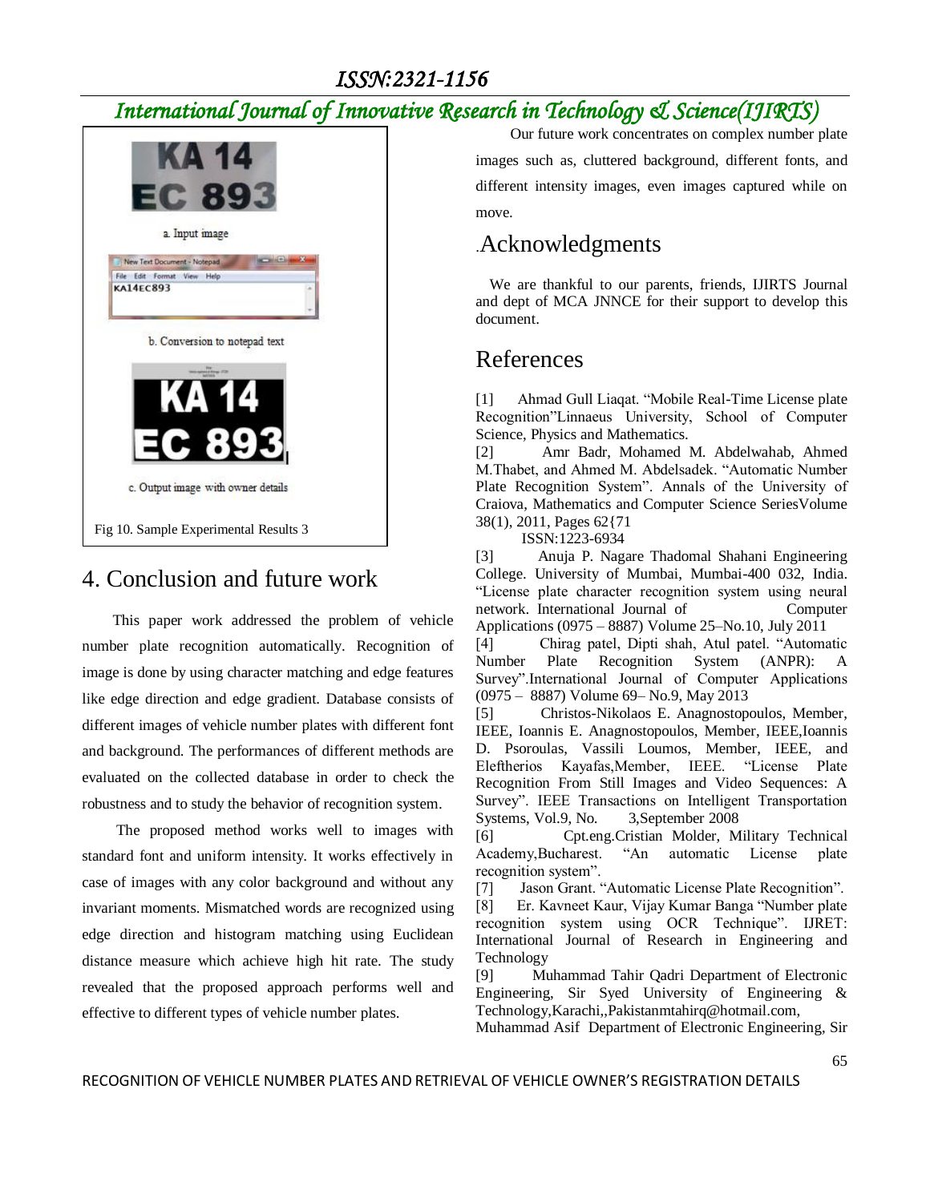a. Input image

b. Conversion to notepad text

c. Output image with owner details

Fig 10. Sample Experimental Results 3

## 4. Conclusion and future work

This paper work addressed the problem of vehicle number plate recognition automatically. Recognition of image is done by using character matching and edge features like edge direction and edge gradient. Database consists of different images of vehicle number plates with different font and background. The performances of different methods are evaluated on the collected database in order to check the robustness and to study the behavior of recognition system.

The proposed method works well to images with standard font and uniform intensity. It works effectively in case of images with any color background and without any invariant moments. Mismatched words are recognized using edge direction and histogram matching using Euclidean distance measure which achieve high hit rate. The study revealed that the proposed approach performs well and effective to different types of vehicle number plates.

Our future work concentrates on complex number plate images such as, cluttered background, different fonts, and different intensity images, even images captured while on move.

## .Acknowledgments

We are thankful to our parents, friends, IJIRTS Journal and dept of MCA JNNCE for their support to develop this document.

## References

[1] Ahmad Gull Liaqat. "Mobile Real-Time License plate Recognition"Linnaeus University, School of Computer Science, Physics and Mathematics.

[2] Amr Badr, Mohamed M. Abdelwahab, Ahmed M.Thabet, and Ahmed M. Abdelsadek. "Automatic Number Plate Recognition System". Annals of the University of Craiova, Mathematics and Computer Science SeriesVolume 38(1), 2011, Pages 62{71 ISSN:1223-6934

[3] Anuja P. Nagare Thadomal Shahani Engineering College. University of Mumbai, Mumbai-400 032, India. "License plate character recognition system using neural network. International Journal of Computer Applications (0975 – 8887) Volume 25–No.10, July 2011

[4] Chirag patel, Dipti shah, Atul patel. "Automatic Number Plate Recognition System (ANPR): A Survey".International Journal of Computer Applications (0975 – 8887) Volume 69– No.9, May 2013

[5] Christos-Nikolaos E. Anagnostopoulos, Member, IEEE, Ioannis E. Anagnostopoulos, Member, IEEE,Ioannis D. Psoroulas, Vassili Loumos, Member, IEEE, and Eleftherios Kayafas,Member, IEEE. "License Plate Recognition From Still Images and Video Sequences: A Survey". IEEE Transactions on Intelligent Transportation Systems, Vol.9, No. 3,September 2008

[6] Cpt.eng.Cristian Molder, Military Technical Academy,Bucharest. "An automatic License plate recognition system".

[7] Jason Grant. "Automatic License Plate Recognition".

[8] Er. Kavneet Kaur, Vijay Kumar Banga "Number plate recognition system using OCR Technique". IJRET: International Journal of Research in Engineering and Technology

[9] Muhammad Tahir Qadri Department of Electronic Engineering, Sir Syed University of Engineering & Technology,Karachi,,Pakistanmtahirq@hotmail.com, Muhammad Asif Department of Electronic Engineering, Sir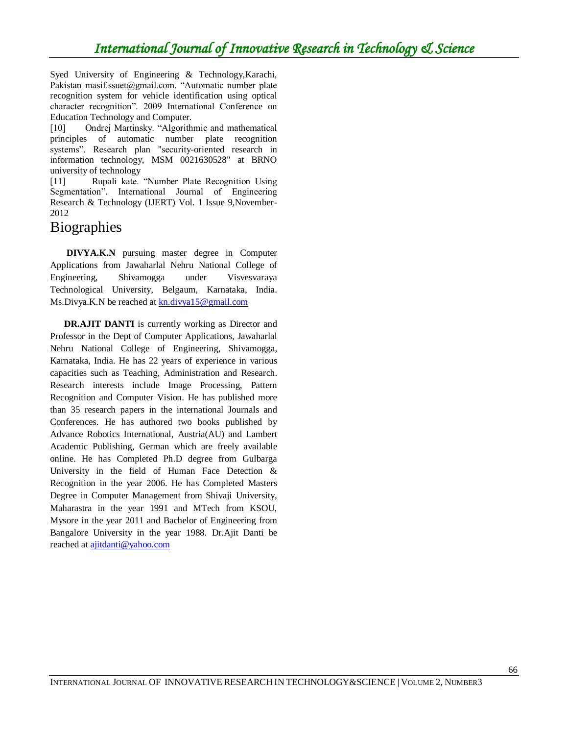Syed University of Engineering & Technology,Karachi, Pakistan masif.ssuet@gmail.com. "Automatic number plate recognition system for vehicle identification using optical character recognition". 2009 International Conference on Education Technology and Computer.

[10] Ondrej Martinsky. "Algorithmic and mathematical principles of automatic number plate recognition systems". Research plan "security-oriented research in information technology, MSM 0021630528" at BRNO university of technology

[11] Rupali kate. "Number Plate Recognition Using Segmentation". International Journal of Engineering Research & Technology (IJERT) Vol. 1 Issue 9,November-2012

# Biographies

**DIVYA.K.N** pursuing master degree in Computer Applications from Jawaharlal Nehru National College of Engineering, Shivamogga under Visvesvaraya Technological University, Belgaum, Karnataka, India. Ms.Divya.K.N be reached at kn.divya15@gmail.com

**DR.AJIT DANTI** is currently working as Director and Professor in the Dept of Computer Applications, Jawaharlal Nehru National College of Engineering, Shivamogga, Karnataka, India. He has 22 years of experience in various capacities such as Teaching, Administration and Research. Research interests include Image Processing, Pattern Recognition and Computer Vision. He has published more than 35 research papers in the international Journals and Conferences. He has authored two books published by Advance Robotics International, Austria(AU) and Lambert Academic Publishing, German which are freely available online. He has Completed Ph.D degree from Gulbarga University in the field of Human Face Detection & Recognition in the year 2006. He has Completed Masters Degree in Computer Management from Shivaji University, Maharastra in the year 1991 and MTech from KSOU, Mysore in the year 2011 and Bachelor of Engineering from Bangalore University in the year 1988. Dr.Ajit Danti be reached at ajitdanti@yahoo.com